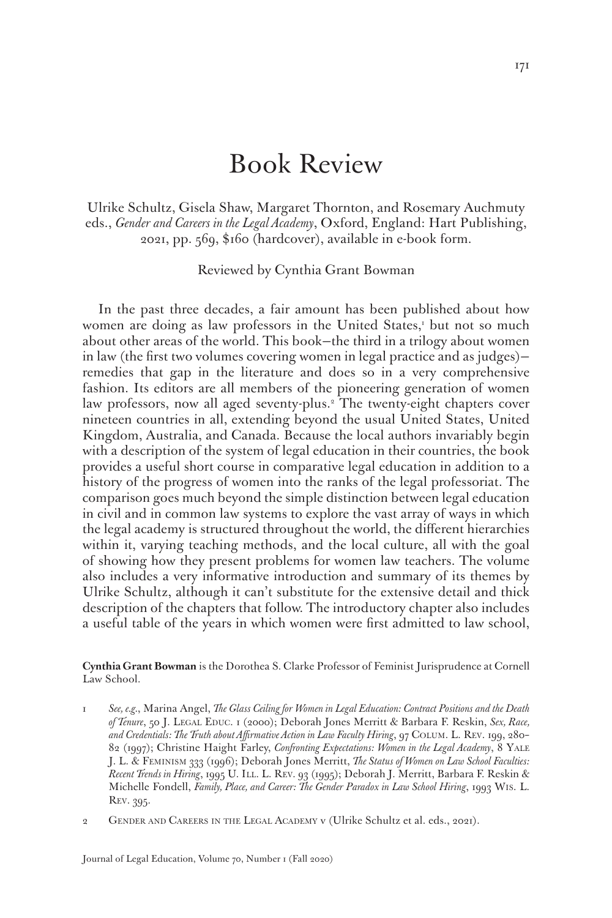# Book Review

Ulrike Schultz, Gisela Shaw, Margaret Thornton, and Rosemary Auchmuty eds., *Gender and Careers in the Legal Academy*, Oxford, England: Hart Publishing, 2021, pp. 569, $160 (hardcover), available in e-book form.

Reviewed by Cynthia Grant Bowman

In the past three decades, a fair amount has been published about how women are doing as law professors in the United States,[1] but not so much about other areas of the world. This book—the third in a trilogy about women in law (the first two volumes covering women in legal practice and as judges)—remedies that gap in the literature and does so in a very comprehensive fashion. Its editors are all members of the pioneering generation of women law professors, now all aged seventy-plus.[2] The twenty-eight chapters cover nineteen countries in all, extending beyond the usual United States, United Kingdom, Australia, and Canada. Because the local authors invariably begin with a description of the system of legal education in their countries, the book provides a useful short course in comparative legal education in addition to a history of the progress of women into the ranks of the legal professoriat. The comparison goes much beyond the simple distinction between legal education in civil and in common law systems to explore the vast array of ways in which the legal academy is structured throughout the world, the different hierarchies within it, varying teaching methods, and the local culture, all with the goal of showing how they present problems for women law teachers. The volume also includes a very informative introduction and summary of its themes by Ulrike Schultz, although it can't substitute for the extensive detail and thick description of the chapters that follow. The introductory chapter also includes a useful table of the years in which women were first admitted to law school,

**Cynthia Grant Bowman** is the Dorothea S. Clarke Professor of Feminist Jurisprudence at Cornell Law School.

1 *See, e.g.*, Marina Angel, *The Glass Ceiling for Women in Legal Education: Contract Positions and the Death of Tenure*, 50 J. Legal Educ. 1 (2000); Deborah Jones Merritt & Barbara F. Reskin, *Sex, Race, and Credentials: The Truth about Affirmative Action in Law Faculty Hiring*, 97 Colum. L. Rev. 199, 280–82 (1997); Christine Haight Farley, *Confronting Expectations: Women in the Legal Academy*, 8 Yale J. L. & Feminism 333 (1996); Deborah Jones Merritt, *The Status of Women on Law School Faculties: Recent Trends in Hiring*, 1995 U. Ill. L. Rev. 93 (1995); Deborah J. Merritt, Barbara F. Reskin & Michelle Fondell, *Family, Place, and Career: The Gender Paradox in Law School Hiring*, 1993 Wis. L. Rev. 395.

2 Gender and Careers in the Legal Academy v (Ulrike Schultz et al. eds., 2021).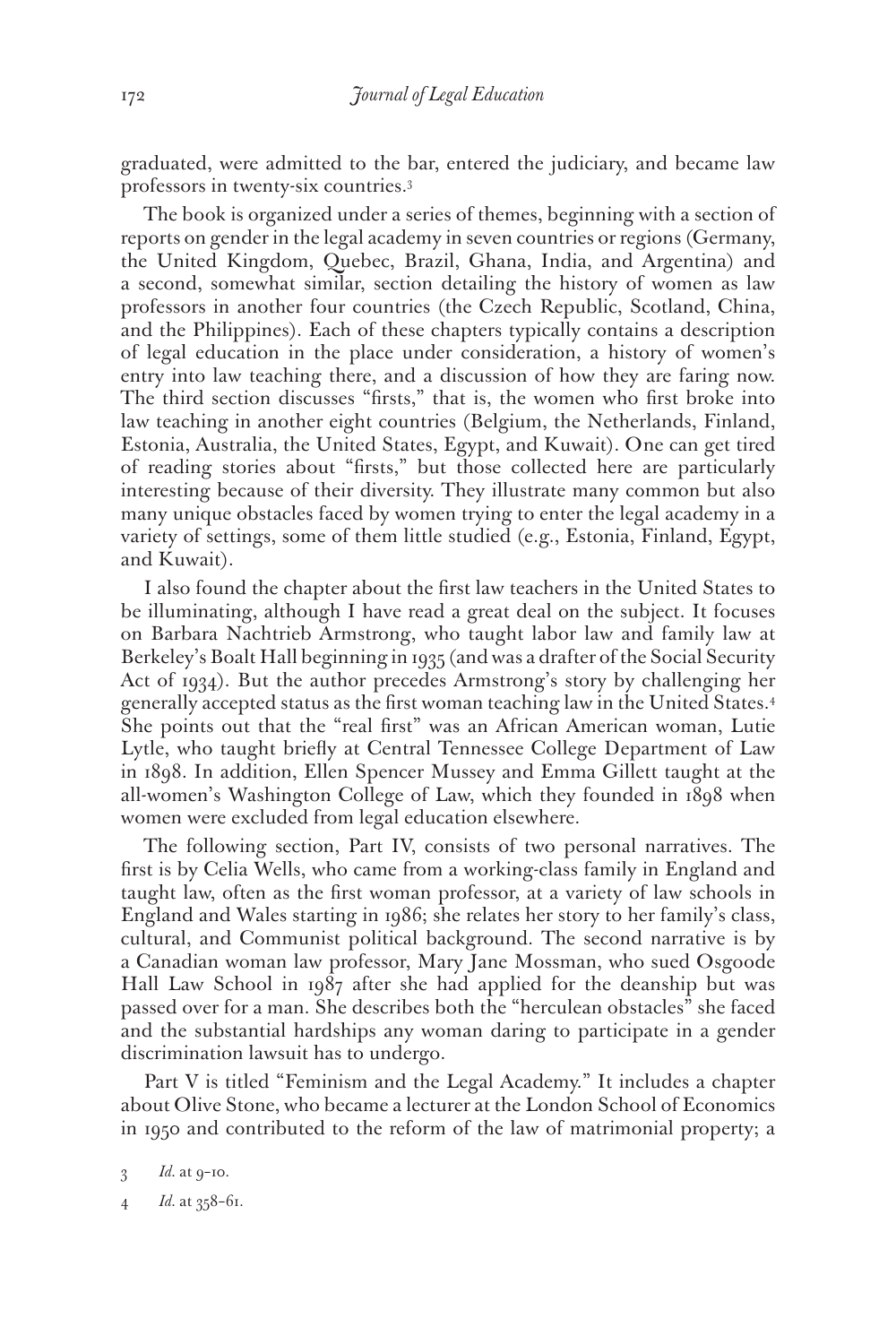graduated, were admitted to the bar, entered the judiciary, and became law professors in twenty-six countries.[3]

The book is organized under a series of themes, beginning with a section of reports on gender in the legal academy in seven countries or regions (Germany, the United Kingdom, Quebec, Brazil, Ghana, India, and Argentina) and a second, somewhat similar, section detailing the history of women as law professors in another four countries (the Czech Republic, Scotland, China, and the Philippines). Each of these chapters typically contains a description of legal education in the place under consideration, a history of women's entry into law teaching there, and a discussion of how they are faring now. The third section discusses "firsts," that is, the women who first broke into law teaching in another eight countries (Belgium, the Netherlands, Finland, Estonia, Australia, the United States, Egypt, and Kuwait). One can get tired of reading stories about "firsts," but those collected here are particularly interesting because of their diversity. They illustrate many common but also many unique obstacles faced by women trying to enter the legal academy in a variety of settings, some of them little studied (e.g., Estonia, Finland, Egypt, and Kuwait).

I also found the chapter about the first law teachers in the United States to be illuminating, although I have read a great deal on the subject. It focuses on Barbara Nachtrieb Armstrong, who taught labor law and family law at Berkeley's Boalt Hall beginning in 1935 (and was a drafter of the Social Security Act of 1934). But the author precedes Armstrong's story by challenging her generally accepted status as the first woman teaching law in the United States.[4] She points out that the "real first" was an African American woman, Lutie Lytle, who taught briefly at Central Tennessee College Department of Law in 1898. In addition, Ellen Spencer Mussey and Emma Gillett taught at the all-women's Washington College of Law, which they founded in 1898 when women were excluded from legal education elsewhere.

The following section, Part IV, consists of two personal narratives. The first is by Celia Wells, who came from a working-class family in England and taught law, often as the first woman professor, at a variety of law schools in England and Wales starting in 1986; she relates her story to her family's class, cultural, and Communist political background. The second narrative is by a Canadian woman law professor, Mary Jane Mossman, who sued Osgoode Hall Law School in 1987 after she had applied for the deanship but was passed over for a man. She describes both the "herculean obstacles" she faced and the substantial hardships any woman daring to participate in a gender discrimination lawsuit has to undergo.

Part V is titled "Feminism and the Legal Academy." It includes a chapter about Olive Stone, who became a lecturer at the London School of Economics in 1950 and contributed to the reform of the law of matrimonial property; a

3 *Id.* at 9–10.

4 *Id.* at 358–61.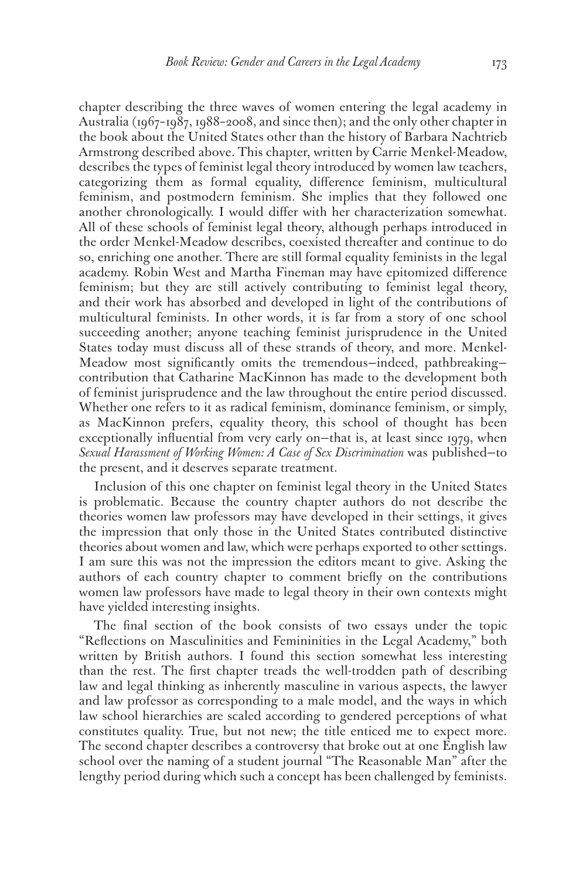chapter describing the three waves of women entering the legal academy in Australia (1967–1987, 1988–2008, and since then); and the only other chapter in the book about the United States other than the history of Barbara Nachtrieb Armstrong described above. This chapter, written by Carrie Menkel-Meadow, describes the types of feminist legal theory introduced by women law teachers, categorizing them as formal equality, difference feminism, multicultural feminism, and postmodern feminism. She implies that they followed one another chronologically. I would differ with her characterization somewhat. All of these schools of feminist legal theory, although perhaps introduced in the order Menkel-Meadow describes, coexisted thereafter and continue to do so, enriching one another. There are still formal equality feminists in the legal academy. Robin West and Martha Fineman may have epitomized difference feminism; but they are still actively contributing to feminist legal theory, and their work has absorbed and developed in light of the contributions of multicultural feminists. In other words, it is far from a story of one school succeeding another; anyone teaching feminist jurisprudence in the United States today must discuss all of these strands of theory, and more. Menkel-Meadow most significantly omits the tremendous—indeed, pathbreaking—contribution that Catharine MacKinnon has made to the development both of feminist jurisprudence and the law throughout the entire period discussed. Whether one refers to it as radical feminism, dominance feminism, or simply, as MacKinnon prefers, equality theory, this school of thought has been exceptionally influential from very early on—that is, at least since 1979, when *Sexual Harassment of Working Women: A Case of Sex Discrimination* was published—to the present, and it deserves separate treatment.

Inclusion of this one chapter on feminist legal theory in the United States is problematic. Because the country chapter authors do not describe the theories women law professors may have developed in their settings, it gives the impression that only those in the United States contributed distinctive theories about women and law, which were perhaps exported to other settings. I am sure this was not the impression the editors meant to give. Asking the authors of each country chapter to comment briefly on the contributions women law professors have made to legal theory in their own contexts might have yielded interesting insights.

The final section of the book consists of two essays under the topic "Reflections on Masculinities and Femininities in the Legal Academy," both written by British authors. I found this section somewhat less interesting than the rest. The first chapter treads the well-trodden path of describing law and legal thinking as inherently masculine in various aspects, the lawyer and law professor as corresponding to a male model, and the ways in which law school hierarchies are scaled according to gendered perceptions of what constitutes quality. True, but not new; the title enticed me to expect more. The second chapter describes a controversy that broke out at one English law school over the naming of a student journal "The Reasonable Man" after the lengthy period during which such a concept has been challenged by feminists.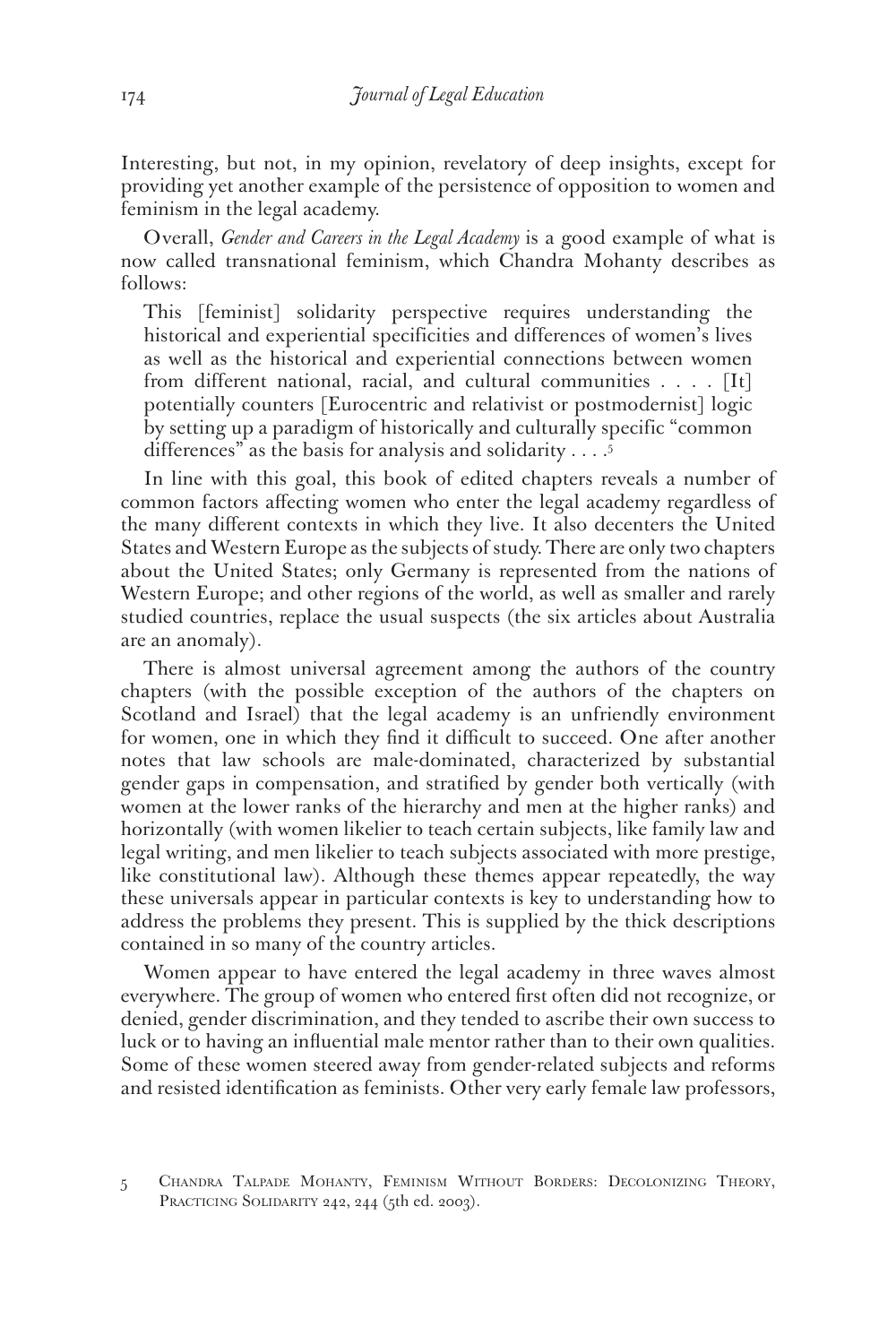Interesting, but not, in my opinion, revelatory of deep insights, except for providing yet another example of the persistence of opposition to women and feminism in the legal academy.

Overall, *Gender and Careers in the Legal Academy* is a good example of what is now called transnational feminism, which Chandra Mohanty describes as follows:

> This [feminist] solidarity perspective requires understanding the historical and experiential specificities and differences of women's lives as well as the historical and experiential connections between women from different national, racial, and cultural communities . . . . [It] potentially counters [Eurocentric and relativist or postmodernist] logic by setting up a paradigm of historically and culturally specific "common differences" as the basis for analysis and solidarity . . . .[5]

In line with this goal, this book of edited chapters reveals a number of common factors affecting women who enter the legal academy regardless of the many different contexts in which they live. It also decenters the United States and Western Europe as the subjects of study. There are only two chapters about the United States; only Germany is represented from the nations of Western Europe; and other regions of the world, as well as smaller and rarely studied countries, replace the usual suspects (the six articles about Australia are an anomaly).

There is almost universal agreement among the authors of the country chapters (with the possible exception of the authors of the chapters on Scotland and Israel) that the legal academy is an unfriendly environment for women, one in which they find it difficult to succeed. One after another notes that law schools are male-dominated, characterized by substantial gender gaps in compensation, and stratified by gender both vertically (with women at the lower ranks of the hierarchy and men at the higher ranks) and horizontally (with women likelier to teach certain subjects, like family law and legal writing, and men likelier to teach subjects associated with more prestige, like constitutional law). Although these themes appear repeatedly, the way these universals appear in particular contexts is key to understanding how to address the problems they present. This is supplied by the thick descriptions contained in so many of the country articles.

Women appear to have entered the legal academy in three waves almost everywhere. The group of women who entered first often did not recognize, or denied, gender discrimination, and they tended to ascribe their own success to luck or to having an influential male mentor rather than to their own qualities. Some of these women steered away from gender-related subjects and reforms and resisted identification as feminists. Other very early female law professors,

5 Chandra Talpade Mohanty, Feminism Without Borders: Decolonizing Theory, Practicing Solidarity 242, 244 (5th ed. 2003).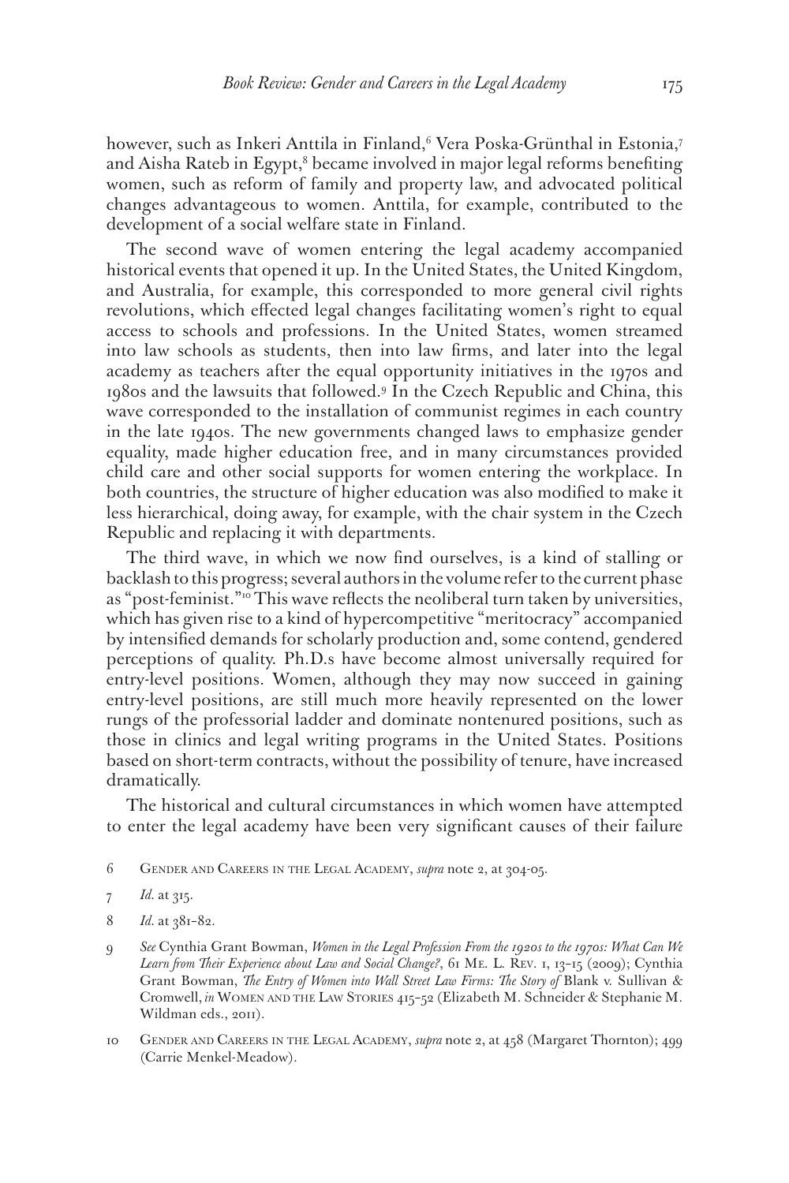however, such as Inkeri Anttila in Finland,[6] Vera Poska-Grünthal in Estonia,[7] and Aisha Rateb in Egypt,[8] became involved in major legal reforms benefiting women, such as reform of family and property law, and advocated political changes advantageous to women. Anttila, for example, contributed to the development of a social welfare state in Finland.

The second wave of women entering the legal academy accompanied historical events that opened it up. In the United States, the United Kingdom, and Australia, for example, this corresponded to more general civil rights revolutions, which effected legal changes facilitating women's right to equal access to schools and professions. In the United States, women streamed into law schools as students, then into law firms, and later into the legal academy as teachers after the equal opportunity initiatives in the 1970s and 1980s and the lawsuits that followed.[9] In the Czech Republic and China, this wave corresponded to the installation of communist regimes in each country in the late 1940s. The new governments changed laws to emphasize gender equality, made higher education free, and in many circumstances provided child care and other social supports for women entering the workplace. In both countries, the structure of higher education was also modified to make it less hierarchical, doing away, for example, with the chair system in the Czech Republic and replacing it with departments.

The third wave, in which we now find ourselves, is a kind of stalling or backlash to this progress; several authors in the volume refer to the current phase as "post-feminist."[10] This wave reflects the neoliberal turn taken by universities, which has given rise to a kind of hypercompetitive "meritocracy" accompanied by intensified demands for scholarly production and, some contend, gendered perceptions of quality. Ph.D.s have become almost universally required for entry-level positions. Women, although they may now succeed in gaining entry-level positions, are still much more heavily represented on the lower rungs of the professorial ladder and dominate nontenured positions, such as those in clinics and legal writing programs in the United States. Positions based on short-term contracts, without the possibility of tenure, have increased dramatically.

The historical and cultural circumstances in which women have attempted to enter the legal academy have been very significant causes of their failure

6 Gender and Careers in the Legal Academy, *supra* note 2, at 304-05.

7 *Id.* at 315.

8 *Id.* at 381–82.

9 *See* Cynthia Grant Bowman, *Women in the Legal Profession From the 1920s to the 1970s: What Can We Learn from Their Experience about Law and Social Change?*, 61 Me. L. Rev. 1, 13–15 (2009); Cynthia Grant Bowman, *The Entry of Women into Wall Street Law Firms: The Story of* Blank v. Sullivan & Cromwell, *in* Women and the Law Stories 415–52 (Elizabeth M. Schneider & Stephanie M. Wildman eds., 2011).

10 Gender and Careers in the Legal Academy, *supra* note 2, at 458 (Margaret Thornton); 499 (Carrie Menkel-Meadow).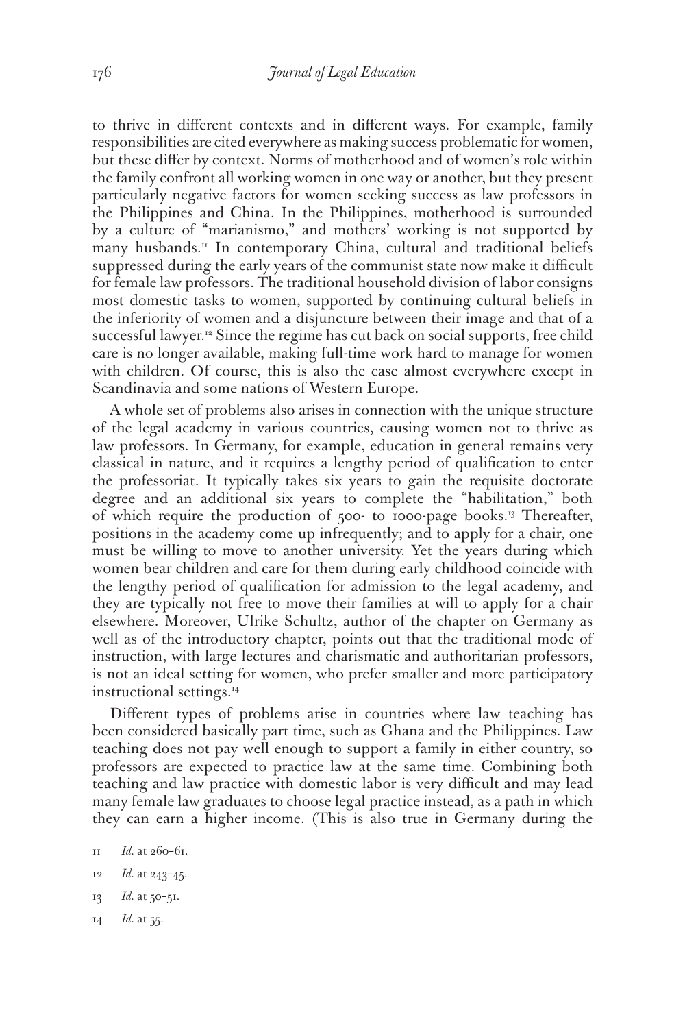to thrive in different contexts and in different ways. For example, family responsibilities are cited everywhere as making success problematic for women, but these differ by context. Norms of motherhood and of women's role within the family confront all working women in one way or another, but they present particularly negative factors for women seeking success as law professors in the Philippines and China. In the Philippines, motherhood is surrounded by a culture of "marianismo," and mothers' working is not supported by many husbands.[11] In contemporary China, cultural and traditional beliefs suppressed during the early years of the communist state now make it difficult for female law professors. The traditional household division of labor consigns most domestic tasks to women, supported by continuing cultural beliefs in the inferiority of women and a disjuncture between their image and that of a successful lawyer.[12] Since the regime has cut back on social supports, free child care is no longer available, making full-time work hard to manage for women with children. Of course, this is also the case almost everywhere except in Scandinavia and some nations of Western Europe.

A whole set of problems also arises in connection with the unique structure of the legal academy in various countries, causing women not to thrive as law professors. In Germany, for example, education in general remains very classical in nature, and it requires a lengthy period of qualification to enter the professoriat. It typically takes six years to gain the requisite doctorate degree and an additional six years to complete the "habilitation," both of which require the production of 500- to 1000-page books.[13] Thereafter, positions in the academy come up infrequently; and to apply for a chair, one must be willing to move to another university. Yet the years during which women bear children and care for them during early childhood coincide with the lengthy period of qualification for admission to the legal academy, and they are typically not free to move their families at will to apply for a chair elsewhere. Moreover, Ulrike Schultz, author of the chapter on Germany as well as of the introductory chapter, points out that the traditional mode of instruction, with large lectures and charismatic and authoritarian professors, is not an ideal setting for women, who prefer smaller and more participatory instructional settings.[14]

Different types of problems arise in countries where law teaching has been considered basically part time, such as Ghana and the Philippines. Law teaching does not pay well enough to support a family in either country, so professors are expected to practice law at the same time. Combining both teaching and law practice with domestic labor is very difficult and may lead many female law graduates to choose legal practice instead, as a path in which they can earn a higher income. (This is also true in Germany during the

11 *Id.* at 260–61.

12 *Id.* at 243–45.

13 *Id.* at 50–51.

14 *Id.* at 55.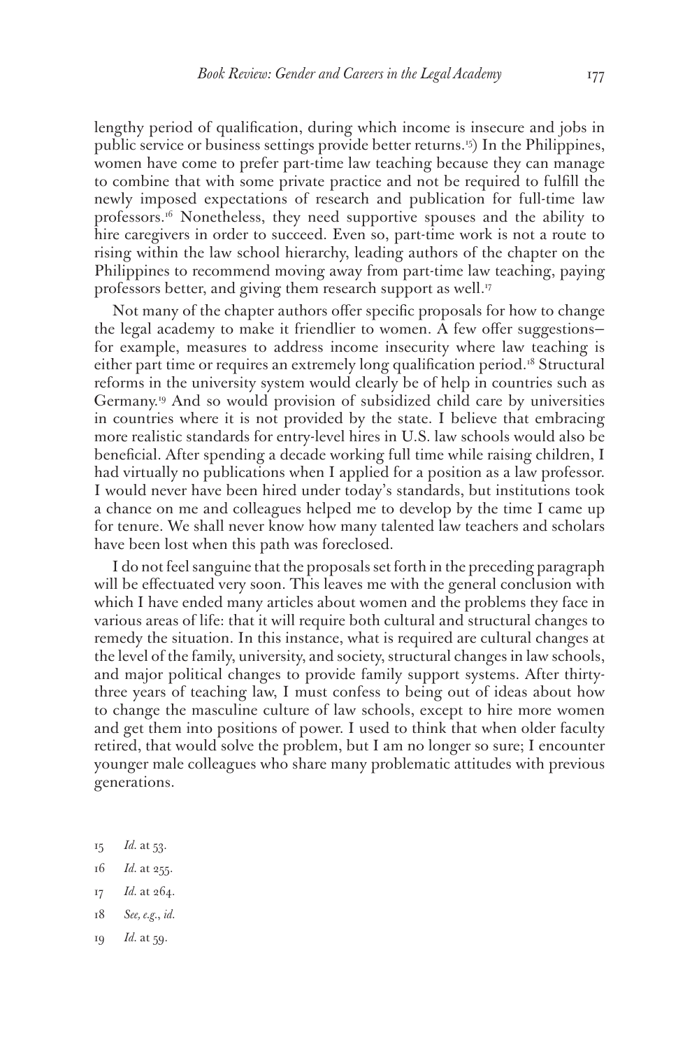lengthy period of qualification, during which income is insecure and jobs in public service or business settings provide better returns.[15]) In the Philippines, women have come to prefer part-time law teaching because they can manage to combine that with some private practice and not be required to fulfill the newly imposed expectations of research and publication for full-time law professors.[16] Nonetheless, they need supportive spouses and the ability to hire caregivers in order to succeed. Even so, part-time work is not a route to rising within the law school hierarchy, leading authors of the chapter on the Philippines to recommend moving away from part-time law teaching, paying professors better, and giving them research support as well.[17]

Not many of the chapter authors offer specific proposals for how to change the legal academy to make it friendlier to women. A few offer suggestions—for example, measures to address income insecurity where law teaching is either part time or requires an extremely long qualification period.[18] Structural reforms in the university system would clearly be of help in countries such as Germany.[19] And so would provision of subsidized child care by universities in countries where it is not provided by the state. I believe that embracing more realistic standards for entry-level hires in U.S. law schools would also be beneficial. After spending a decade working full time while raising children, I had virtually no publications when I applied for a position as a law professor. I would never have been hired under today's standards, but institutions took a chance on me and colleagues helped me to develop by the time I came up for tenure. We shall never know how many talented law teachers and scholars have been lost when this path was foreclosed.

I do not feel sanguine that the proposals set forth in the preceding paragraph will be effectuated very soon. This leaves me with the general conclusion with which I have ended many articles about women and the problems they face in various areas of life: that it will require both cultural and structural changes to remedy the situation. In this instance, what is required are cultural changes at the level of the family, university, and society, structural changes in law schools, and major political changes to provide family support systems. After thirty-three years of teaching law, I must confess to being out of ideas about how to change the masculine culture of law schools, except to hire more women and get them into positions of power. I used to think that when older faculty retired, that would solve the problem, but I am no longer so sure; I encounter younger male colleagues who share many problematic attitudes with previous generations.

15 *Id.* at 53.

16 *Id.* at 255.

17 *Id.* at 264.

18 *See, e.g.*, *id.*

19 *Id.* at 59.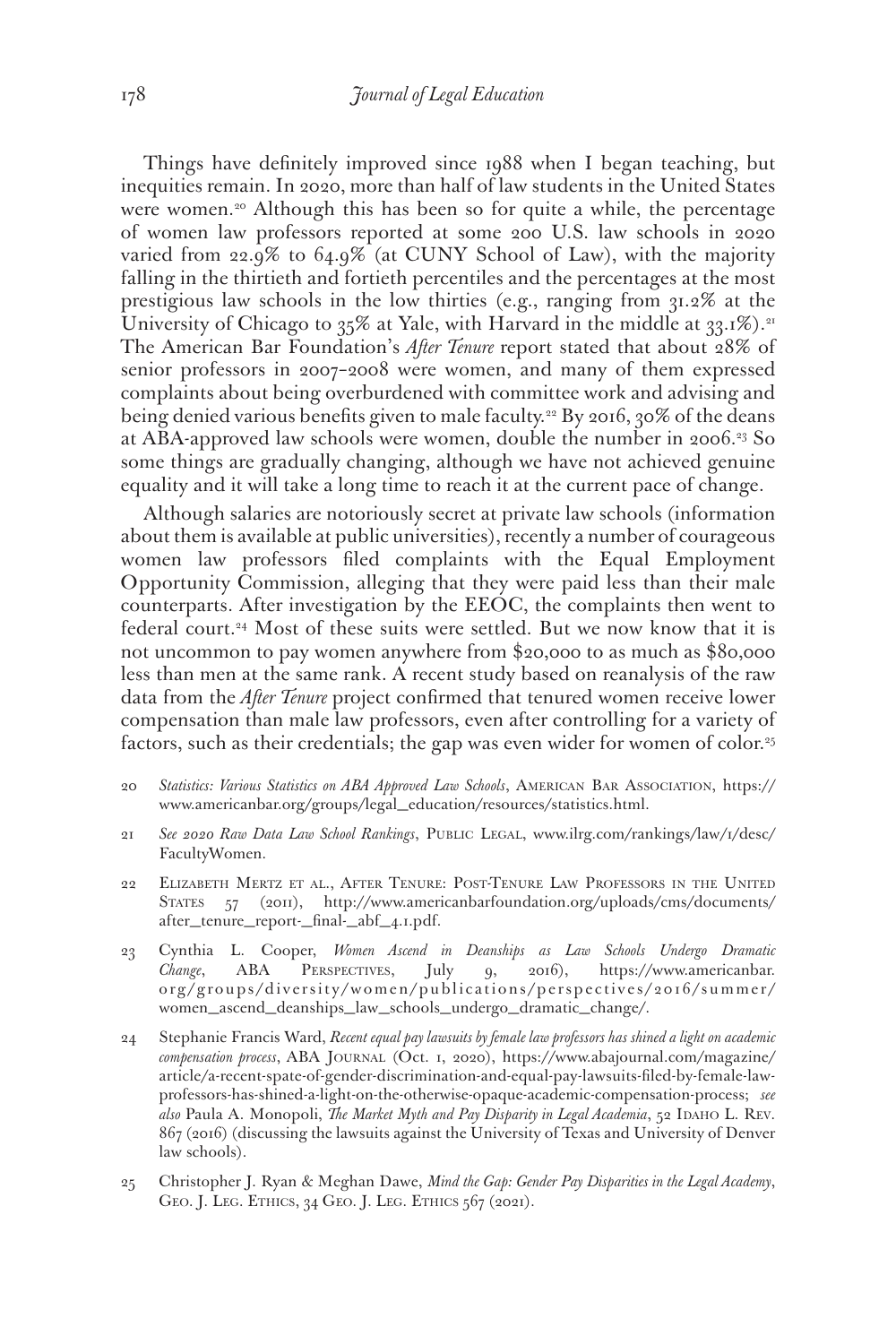Things have definitely improved since 1988 when I began teaching, but inequities remain. In 2020, more than half of law students in the United States were women.[20] Although this has been so for quite a while, the percentage of women law professors reported at some 200 U.S. law schools in 2020 varied from 22.9% to 64.9% (at CUNY School of Law), with the majority falling in the thirtieth and fortieth percentiles and the percentages at the most prestigious law schools in the low thirties (e.g., ranging from 31.2% at the University of Chicago to 35% at Yale, with Harvard in the middle at 33.1%).[21] The American Bar Foundation's *After Tenure* report stated that about 28% of senior professors in 2007–2008 were women, and many of them expressed complaints about being overburdened with committee work and advising and being denied various benefits given to male faculty.[22] By 2016, 30% of the deans at ABA-approved law schools were women, double the number in 2006.[23] So some things are gradually changing, although we have not achieved genuine equality and it will take a long time to reach it at the current pace of change.

Although salaries are notoriously secret at private law schools (information about them is available at public universities), recently a number of courageous women law professors filed complaints with the Equal Employment Opportunity Commission, alleging that they were paid less than their male counterparts. After investigation by the EEOC, the complaints then went to federal court.[24] Most of these suits were settled. But we now know that it is not uncommon to pay women anywhere from $20,000 to as much as $80,000 less than men at the same rank. A recent study based on reanalysis of the raw data from the *After Tenure* project confirmed that tenured women receive lower compensation than male law professors, even after controlling for a variety of factors, such as their credentials; the gap was even wider for women of color.[25]

20 *Statistics: Various Statistics on ABA Approved Law Schools*, American Bar Association, https://www.americanbar.org/groups/legal_education/resources/statistics.html.

21 *See 2020 Raw Data Law School Rankings*, Public Legal, www.ilrg.com/rankings/law/1/desc/FacultyWomen.

22 Elizabeth Mertz et al., After Tenure: Post-Tenure Law Professors in the United States 57 (2011), http://www.americanbarfoundation.org/uploads/cms/documents/after_tenure_report-_final-_abf_4.1.pdf.

23 Cynthia L. Cooper, *Women Ascend in Deanships as Law Schools Undergo Dramatic Change*, ABA Perspectives, July 9, 2016), https://www.americanbar.org/groups/diversity/women/publications/perspectives/2016/summer/women_ascend_deanships_law_schools_undergo_dramatic_change/.

24 Stephanie Francis Ward, *Recent equal pay lawsuits by female law professors has shined a light on academic compensation process*, ABA Journal (Oct. 1, 2020), https://www.abajournal.com/magazine/article/a-recent-spate-of-gender-discrimination-and-equal-pay-lawsuits-filed-by-female-law-professors-has-shined-a-light-on-the-otherwise-opaque-academic-compensation-process; *see also* Paula A. Monopoli, *The Market Myth and Pay Disparity in Legal Academia*, 52 Idaho L. Rev. 867 (2016) (discussing the lawsuits against the University of Texas and University of Denver law schools).

25 Christopher J. Ryan & Meghan Dawe, *Mind the Gap: Gender Pay Disparities in the Legal Academy*, Geo. J. Leg. Ethics, 34 Geo. J. Leg. Ethics 567 (2021).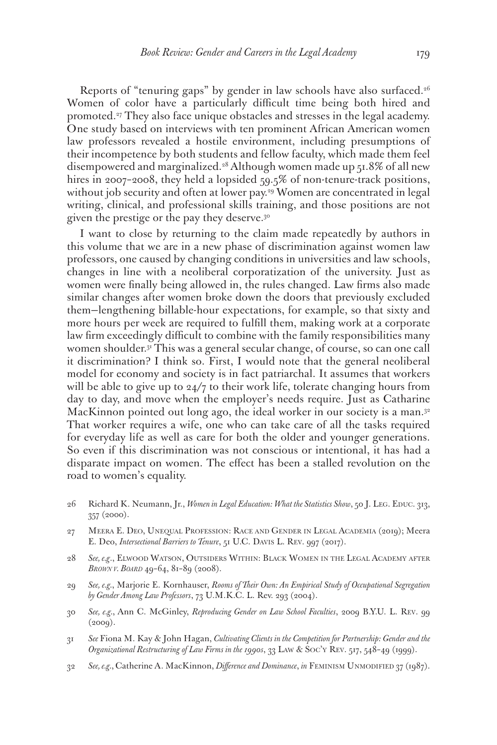Reports of "tenuring gaps" by gender in law schools have also surfaced.[26] Women of color have a particularly difficult time being both hired and promoted.[27] They also face unique obstacles and stresses in the legal academy. One study based on interviews with ten prominent African American women law professors revealed a hostile environment, including presumptions of their incompetence by both students and fellow faculty, which made them feel disempowered and marginalized.[28] Although women made up 51.8% of all new hires in 2007–2008, they held a lopsided 59.5% of non-tenure-track positions, without job security and often at lower pay.[29] Women are concentrated in legal writing, clinical, and professional skills training, and those positions are not given the prestige or the pay they deserve.[30]

I want to close by returning to the claim made repeatedly by authors in this volume that we are in a new phase of discrimination against women law professors, one caused by changing conditions in universities and law schools, changes in line with a neoliberal corporatization of the university. Just as women were finally being allowed in, the rules changed. Law firms also made similar changes after women broke down the doors that previously excluded them—lengthening billable-hour expectations, for example, so that sixty and more hours per week are required to fulfill them, making work at a corporate law firm exceedingly difficult to combine with the family responsibilities many women shoulder.[31] This was a general secular change, of course, so can one call it discrimination? I think so. First, I would note that the general neoliberal model for economy and society is in fact patriarchal. It assumes that workers will be able to give up to 24/7 to their work life, tolerate changing hours from day to day, and move when the employer's needs require. Just as Catharine MacKinnon pointed out long ago, the ideal worker in our society is a man.[32] That worker requires a wife, one who can take care of all the tasks required for everyday life as well as care for both the older and younger generations. So even if this discrimination was not conscious or intentional, it has had a disparate impact on women. The effect has been a stalled revolution on the road to women's equality.

26 Richard K. Neumann, Jr., *Women in Legal Education: What the Statistics Show*, 50 J. Leg. Educ. 313, 357 (2000).

27 Meera E. Deo, Unequal Profession: Race and Gender in Legal Academia (2019); Meera E. Deo, *Intersectional Barriers to Tenure*, 51 U.C. Davis L. Rev. 997 (2017).

28 *See, e.g.*, Elwood Watson, Outsiders Within: Black Women in the Legal Academy after *Brown v. Board* 49–64, 81–89 (2008).

29 *See, e.g.*, Marjorie E. Kornhauser, *Rooms of Their Own: An Empirical Study of Occupational Segregation by Gender Among Law Professors*, 73 U.M.K.C. L. Rev. 293 (2004).

30 *See, e.g.*, Ann C. McGinley, *Reproducing Gender on Law School Faculties*, 2009 B.Y.U. L. Rev. 99 (2009).

31 *See* Fiona M. Kay & John Hagan, *Cultivating Clients in the Competition for Partnership: Gender and the Organizational Restructuring of Law Firms in the 1990s*, 33 Law & Soc'y Rev. 517, 548–49 (1999).

32 *See, e.g.*, Catherine A. MacKinnon, *Difference and Dominance*, *in* Feminism Unmodified 37 (1987).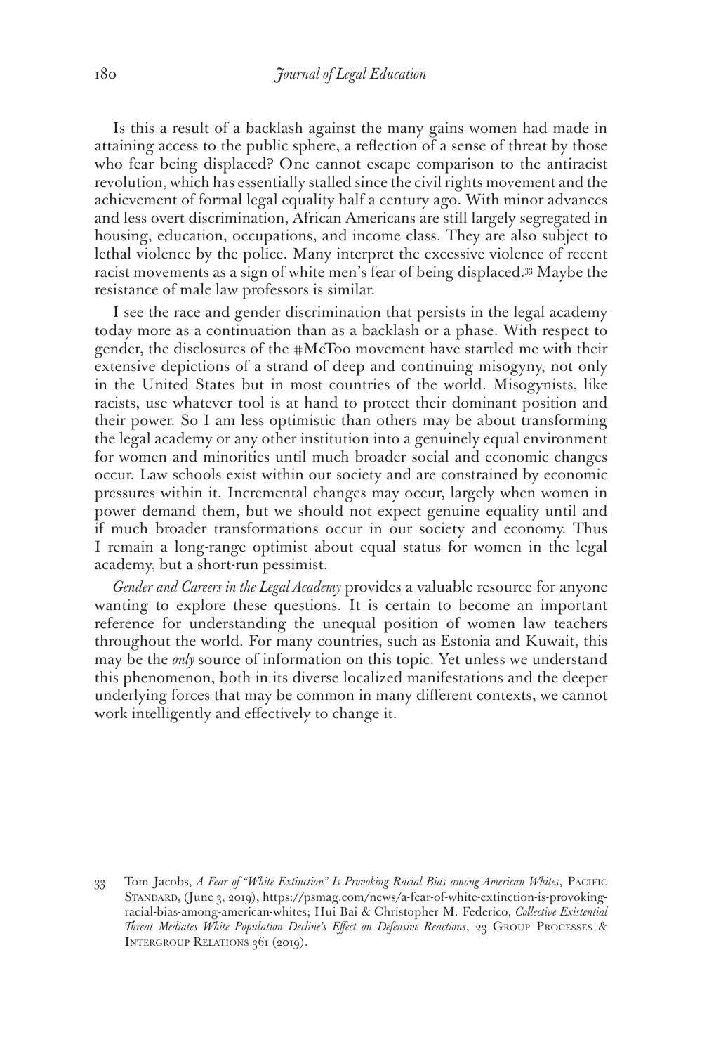Is this a result of a backlash against the many gains women had made in attaining access to the public sphere, a reflection of a sense of threat by those who fear being displaced? One cannot escape comparison to the antiracist revolution, which has essentially stalled since the civil rights movement and the achievement of formal legal equality half a century ago. With minor advances and less overt discrimination, African Americans are still largely segregated in housing, education, occupations, and income class. They are also subject to lethal violence by the police. Many interpret the excessive violence of recent racist movements as a sign of white men's fear of being displaced.[33] Maybe the resistance of male law professors is similar.

I see the race and gender discrimination that persists in the legal academy today more as a continuation than as a backlash or a phase. With respect to gender, the disclosures of the #MeToo movement have startled me with their extensive depictions of a strand of deep and continuing misogyny, not only in the United States but in most countries of the world. Misogynists, like racists, use whatever tool is at hand to protect their dominant position and their power. So I am less optimistic than others may be about transforming the legal academy or any other institution into a genuinely equal environment for women and minorities until much broader social and economic changes occur. Law schools exist within our society and are constrained by economic pressures within it. Incremental changes may occur, largely when women in power demand them, but we should not expect genuine equality until and if much broader transformations occur in our society and economy. Thus I remain a long-range optimist about equal status for women in the legal academy, but a short-run pessimist.

*Gender and Careers in the Legal Academy* provides a valuable resource for anyone wanting to explore these questions. It is certain to become an important reference for understanding the unequal position of women law teachers throughout the world. For many countries, such as Estonia and Kuwait, this may be the *only* source of information on this topic. Yet unless we understand this phenomenon, both in its diverse localized manifestations and the deeper underlying forces that may be common in many different contexts, we cannot work intelligently and effectively to change it.

---

33 Tom Jacobs, *A Fear of "White Extinction" Is Provoking Racial Bias among American Whites*, Pacific Standard, (June 3, 2019), https://psmag.com/news/a-fear-of-white-extinction-is-provoking-racial-bias-among-american-whites; Hui Bai & Christopher M. Federico, *Collective Existential Threat Mediates White Population Decline's Effect on Defensive Reactions*, 23 Group Processes & Intergroup Relations 361 (2019).